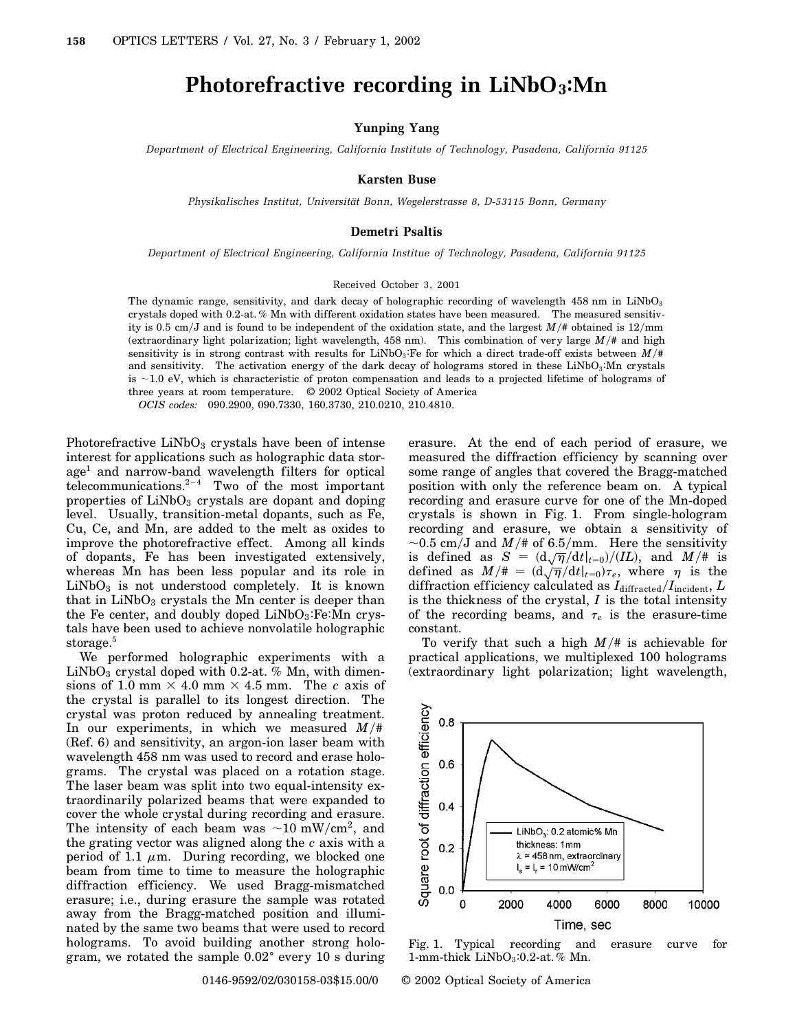# Photorefractive recording in $LiNbO_3$:Mn

**Yunping Yang**

*Department of Electrical Engineering, California Institute of Technology, Pasadena, California 91125*

**Karsten Buse**

*Physikalisches Institut, Universität Bonn, Wegelerstrasse 8, D-53115 Bonn, Germany*

**Demetri Psaltis**

*Department of Electrical Engineering, California Institue of Technology, Pasadena, California 91125*

Received October 3, 2001

The dynamic range, sensitivity, and dark decay of holographic recording of wavelength 458 nm in $LiNbO_3$ crystals doped with 0.2-at.% Mn with different oxidation states have been measured. The measured sensitivity is 0.5 cm/J and is found to be independent of the oxidation state, and the largest $M/\#$ obtained is 12/mm (extraordinary light polarization; light wavelength, 458 nm). This combination of very large $M/\#$ and high sensitivity is in strong contrast with results for $LiNbO_3$:Fe for which a direct trade-off exists between $M/\#$ and sensitivity. The activation energy of the dark decay of holograms stored in these $LiNbO_3$:Mn crystals is ~1.0 eV, which is characteristic of proton compensation and leads to a projected lifetime of holograms of three years at room temperature. © 2002 Optical Society of America

*OCIS codes:* 090.2900, 090.7330, 160.3730, 210.0210, 210.4810.

Photorefractive $LiNbO_3$ crystals have been of intense interest for applications such as holographic data storage[1] and narrow-band wavelength filters for optical telecommunications.[2–4] Two of the most important properties of $LiNbO_3$ crystals are dopant and doping level. Usually, transition-metal dopants, such as Fe, Cu, Ce, and Mn, are added to the melt as oxides to improve the photorefractive effect. Among all kinds of dopants, Fe has been investigated extensively, whereas Mn has been less popular and its role in $LiNbO_3$ is not understood completely. It is known that in $LiNbO_3$ crystals the Mn center is deeper than the Fe center, and doubly doped $LiNbO_3$:Fe:Mn crystals have been used to achieve nonvolatile holographic storage.[5]

We performed holographic experiments with a $LiNbO_3$ crystal doped with 0.2-at.% Mn, with dimensions of 1.0 mm × 4.0 mm × 4.5 mm. The $c$ axis of the crystal is parallel to its longest direction. The crystal was proton reduced by annealing treatment. In our experiments, in which we measured $M/\#$ (Ref. 6) and sensitivity, an argon-ion laser beam with wavelength 458 nm was used to record and erase holograms. The crystal was placed on a rotation stage. The laser beam was split into two equal-intensity extraordinarily polarized beams that were expanded to cover the whole crystal during recording and erasure. The intensity of each beam was ~10 mW/cm$^2$, and the grating vector was aligned along the $c$ axis with a period of 1.1 $\mu$m. During recording, we blocked one beam from time to time to measure the holographic diffraction efficiency. We used Bragg-mismatched erasure; i.e., during erasure the sample was rotated away from the Bragg-matched position and illuminated by the same two beams that were used to record holograms. To avoid building another strong hologram, we rotated the sample 0.02° every 10 s during erasure. At the end of each period of erasure, we measured the diffraction efficiency by scanning over some range of angles that covered the Bragg-matched position with only the reference beam on. A typical recording and erasure curve for one of the Mn-doped crystals is shown in Fig. 1. From single-hologram recording and erasure, we obtain a sensitivity of ~0.5 cm/J and $M/\#$ of 6.5/mm. Here the sensitivity is defined as $S = (\mathrm{d}\sqrt{\eta}/\mathrm{d}t|_{t=0})/(IL)$, and $M/\#$ is defined as $M/\# = (\mathrm{d}\sqrt{\eta}/\mathrm{d}t|_{t=0})\tau_e$, where $\eta$ is the diffraction efficiency calculated as $I_{\text{diffracted}}/I_{\text{incident}}$, $L$ is the thickness of the crystal, $I$ is the total intensity of the recording beams, and $\tau_e$ is the erasure-time constant.

To verify that such a high $M/\#$ is achievable for practical applications, we multiplexed 100 holograms (extraordinary light polarization; light wavelength,

Fig. 1. Typical recording and erasure curve for 1-mm-thick $LiNbO_3$:0.2-at.% Mn.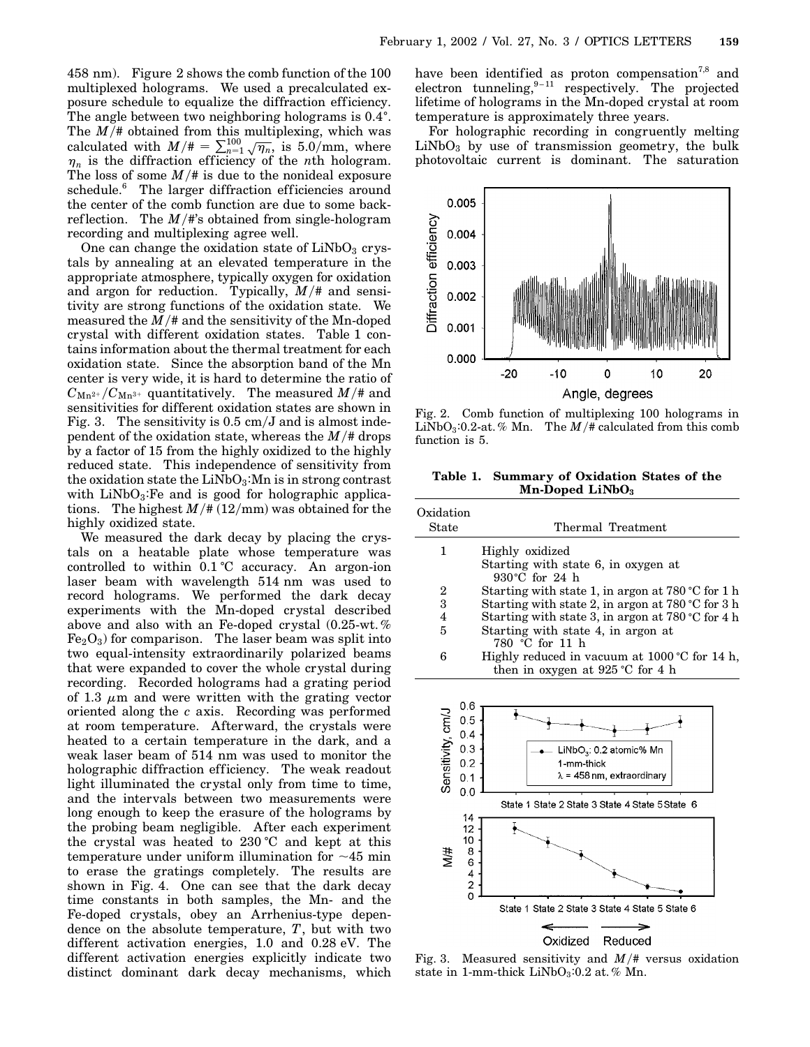458 nm). Figure 2 shows the comb function of the 100 multiplexed holograms. We used a precalculated exposure schedule to equalize the diffraction efficiency. The angle between two neighboring holograms is 0.4°. The $M/\#$ obtained from this multiplexing, which was calculated with $M/\# = \sum_{n=1}^{100} \sqrt{\eta_n}$, is 5.0/mm, where $\eta_n$ is the diffraction efficiency of the $n$th hologram. The loss of some $M/\#$ is due to the nonideal exposure schedule.[6] The larger diffraction efficiencies around the center of the comb function are due to some backreflection. The $M/\#$'s obtained from single-hologram recording and multiplexing agree well.

One can change the oxidation state of $LiNbO_3$ crystals by annealing at an elevated temperature in the appropriate atmosphere, typically oxygen for oxidation and argon for reduction. Typically, $M/\#$ and sensitivity are strong functions of the oxidation state. We measured the $M/\#$ and the sensitivity of the Mn-doped crystal with different oxidation states. Table 1 contains information about the thermal treatment for each oxidation state. Since the absorption band of the Mn center is very wide, it is hard to determine the ratio of $C_{Mn^{2+}}/C_{Mn^{3+}}$ quantitatively. The measured $M/\#$ and sensitivities for different oxidation states are shown in Fig. 3. The sensitivity is 0.5 cm/J and is almost independent of the oxidation state, whereas the $M/\#$ drops by a factor of 15 from the highly oxidized to the highly reduced state. This independence of sensitivity from the oxidation state the $LiNbO_3$:Mn is in strong contrast with $LiNbO_3$:Fe and is good for holographic applications. The highest $M/\#$ (12/mm) was obtained for the highly oxidized state.

We measured the dark decay by placing the crystals on a heatable plate whose temperature was controlled to within 0.1 °C accuracy. An argon-ion laser beam with wavelength 514 nm was used to record holograms. We performed the dark decay experiments with the Mn-doped crystal described above and also with an Fe-doped crystal (0.25-wt.% $Fe_2O_3$) for comparison. The laser beam was split into two equal-intensity extraordinarily polarized beams that were expanded to cover the whole crystal during recording. Recorded holograms had a grating period of 1.3 $\mu$m and were written with the grating vector oriented along the $c$ axis. Recording was performed at room temperature. Afterward, the crystals were heated to a certain temperature in the dark, and a weak laser beam of 514 nm was used to monitor the holographic diffraction efficiency. The weak readout light illuminated the crystal only from time to time, and the intervals between two measurements were long enough to keep the erasure of the holograms by the probing beam negligible. After each experiment the crystal was heated to 230 °C and kept at this temperature under uniform illumination for ~45 min to erase the gratings completely. The results are shown in Fig. 4. One can see that the dark decay time constants in both samples, the Mn- and the Fe-doped crystals, obey an Arrhenius-type dependence on the absolute temperature, $T$, but with two different activation energies, 1.0 and 0.28 eV. The different activation energies explicitly indicate two distinct dominant dark decay mechanisms, which have been identified as proton compensation[7,8] and electron tunneling,[9–11] respectively. The projected lifetime of holograms in the Mn-doped crystal at room temperature is approximately three years.

For holographic recording in congruently melting $LiNbO_3$ by use of transmission geometry, the bulk photovoltaic current is dominant. The saturation

Fig. 2. Comb function of multiplexing 100 holograms in $LiNbO_3$:0.2-at.% Mn. The $M/\#$ calculated from this comb function is 5.

**Table 1. Summary of Oxidation States of the Mn-Doped $LiNbO_3$**

| Oxidation State | Thermal Treatment |
|---|---|
| 1 | Highly oxidized Starting with state 6, in oxygen at 930 °C for 24 h |
| 2 | Starting with state 1, in argon at 780 °C for 1 h |
| 3 | Starting with state 2, in argon at 780 °C for 3 h |
| 4 | Starting with state 3, in argon at 780 °C for 4 h |
| 5 | Starting with state 4, in argon at 780 °C for 11 h |
| 6 | Highly reduced in vacuum at 1000 °C for 14 h, then in oxygen at 925 °C for 4 h |

Fig. 3. Measured sensitivity and $M/\#$ versus oxidation state in 1-mm-thick $LiNbO_3$:0.2 at.% Mn.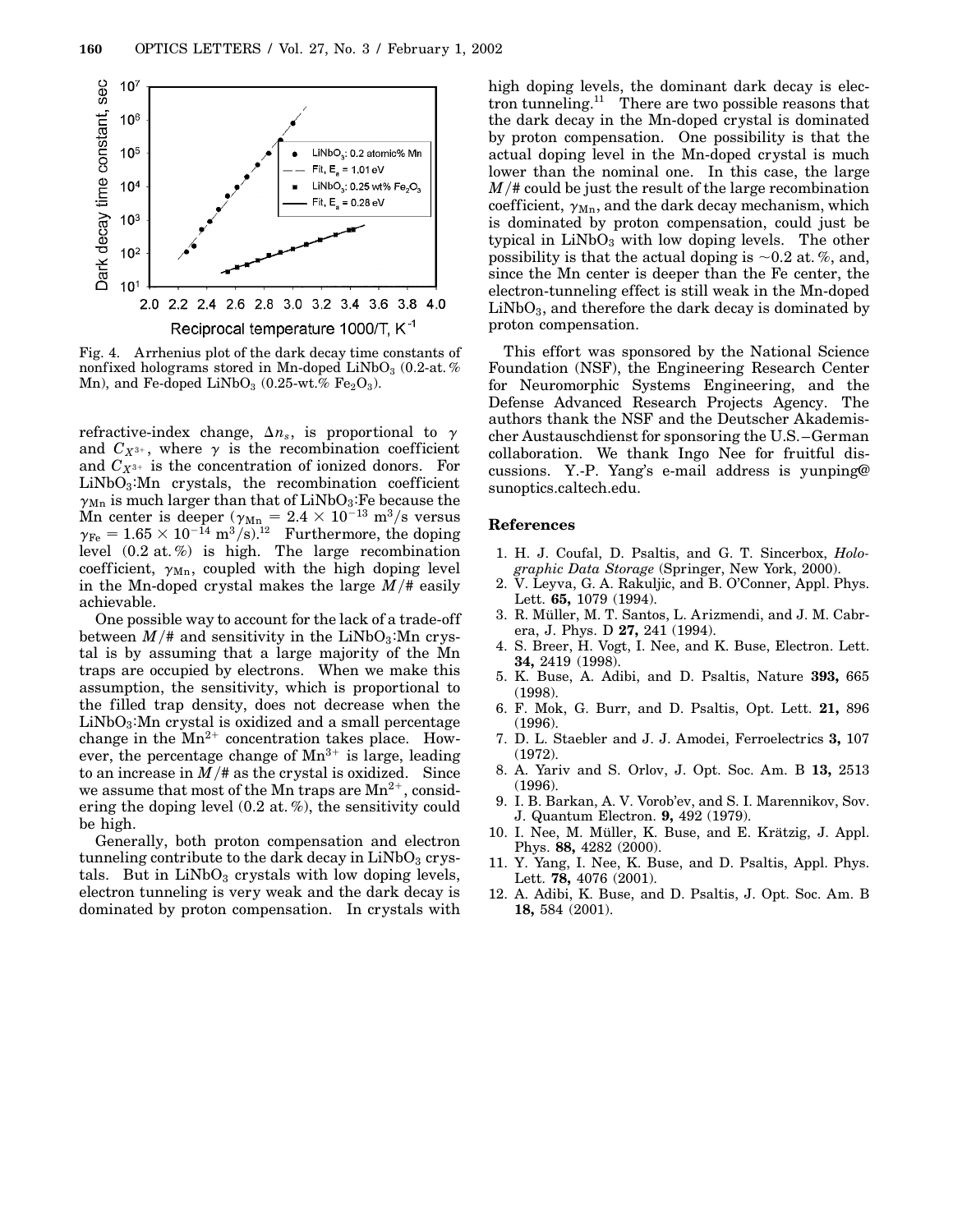Dark decay time constant, sec

$10^7$
$10^6$
$10^5$
$10^4$
$10^3$
$10^2$
$10^1$

2.0 2.2 2.4 2.6 2.8 3.0 3.2 3.4 3.6 3.8 4.0

Reciprocal temperature 1000/T, $K^{-1}$

$LiNbO_3$: 0.2 atomic% Mn
Fit, $E_a$ = 1.01 eV
$LiNbO_3$: 0.25 wt% $Fe_2O_3$
Fit, $E_a$ = 0.28 eV

Fig. 4. Arrhenius plot of the dark decay time constants of nonfixed holograms stored in Mn-doped $LiNbO_3$ (0.2-at.% Mn), and Fe-doped $LiNbO_3$ (0.25-wt.% $Fe_2O_3$).

refractive-index change, $\Delta n_s$, is proportional to $\gamma$ and $C_{X^{3+}}$, where $\gamma$ is the recombination coefficient and $C_{X^{3+}}$ is the concentration of ionized donors. For $LiNbO_3$:Mn crystals, the recombination coefficient $\gamma_{Mn}$ is much larger than that of $LiNbO_3$:Fe because the Mn center is deeper ($\gamma_{Mn} = 2.4 \times 10^{-13}$ $m^3/s$ versus $\gamma_{Fe} = 1.65 \times 10^{-14}$ $m^3/s$).[12] Furthermore, the doping level (0.2 at.%) is high. The large recombination coefficient, $\gamma_{Mn}$, coupled with the high doping level in the Mn-doped crystal makes the large $M/\#$ easily achievable.

One possible way to account for the lack of a trade-off between $M/\#$ and sensitivity in the $LiNbO_3$:Mn crystal is by assuming that a large majority of the Mn traps are occupied by electrons. When we make this assumption, the sensitivity, which is proportional to the filled trap density, does not decrease when the $LiNbO_3$:Mn crystal is oxidized and a small percentage change in the $Mn^{2+}$ concentration takes place. However, the percentage change of $Mn^{3+}$ is large, leading to an increase in $M/\#$ as the crystal is oxidized. Since we assume that most of the Mn traps are $Mn^{2+}$, considering the doping level (0.2 at.%), the sensitivity could be high.

Generally, both proton compensation and electron tunneling contribute to the dark decay in $LiNbO_3$ crystals. But in $LiNbO_3$ crystals with low doping levels, electron tunneling is very weak and the dark decay is dominated by proton compensation. In crystals with high doping levels, the dominant dark decay is electron tunneling.[11] There are two possible reasons that the dark decay in the Mn-doped crystal is dominated by proton compensation. One possibility is that the actual doping level in the Mn-doped crystal is much lower than the nominal one. In this case, the large $M/\#$ could be just the result of the large recombination coefficient, $\gamma_{Mn}$, and the dark decay mechanism, which is dominated by proton compensation, could just be typical in $LiNbO_3$ with low doping levels. The other possibility is that the actual doping is ~0.2 at.%, and, since the Mn center is deeper than the Fe center, the electron-tunneling effect is still weak in the Mn-doped $LiNbO_3$, and therefore the dark decay is dominated by proton compensation.

This effort was sponsored by the National Science Foundation (NSF), the Engineering Research Center for Neuromorphic Systems Engineering, and the Defense Advanced Research Projects Agency. The authors thank the NSF and the Deutscher Akademischer Austauschdienst for sponsoring the U.S.–German collaboration. We thank Ingo Nee for fruitful discussions. Y.-P. Yang's e-mail address is yunping@sunoptics.caltech.edu.

## References

1. H. J. Coufal, D. Psaltis, and G. T. Sincerbox, *Holographic Data Storage* (Springer, New York, 2000).
2. V. Leyva, G. A. Rakuljic, and B. O'Conner, Appl. Phys. Lett. **65,** 1079 (1994).
3. R. Müller, M. T. Santos, L. Arizmendi, and J. M. Cabrera, J. Phys. D **27,** 241 (1994).
4. S. Breer, H. Vogt, I. Nee, and K. Buse, Electron. Lett. **34,** 2419 (1998).
5. K. Buse, A. Adibi, and D. Psaltis, Nature **393,** 665 (1998).
6. F. Mok, G. Burr, and D. Psaltis, Opt. Lett. **21,** 896 (1996).
7. D. L. Staebler and J. J. Amodei, Ferroelectrics **3,** 107 (1972).
8. A. Yariv and S. Orlov, J. Opt. Soc. Am. B **13,** 2513 (1996).
9. I. B. Barkan, A. V. Vorob'ev, and S. I. Marennikov, Sov. J. Quantum Electron. **9,** 492 (1979).
10. I. Nee, M. Müller, K. Buse, and E. Krätzig, J. Appl. Phys. **88,** 4282 (2000).
11. Y. Yang, I. Nee, K. Buse, and D. Psaltis, Appl. Phys. Lett. **78,** 4076 (2001).
12. A. Adibi, K. Buse, and D. Psaltis, J. Opt. Soc. Am. B **18,** 584 (2001).